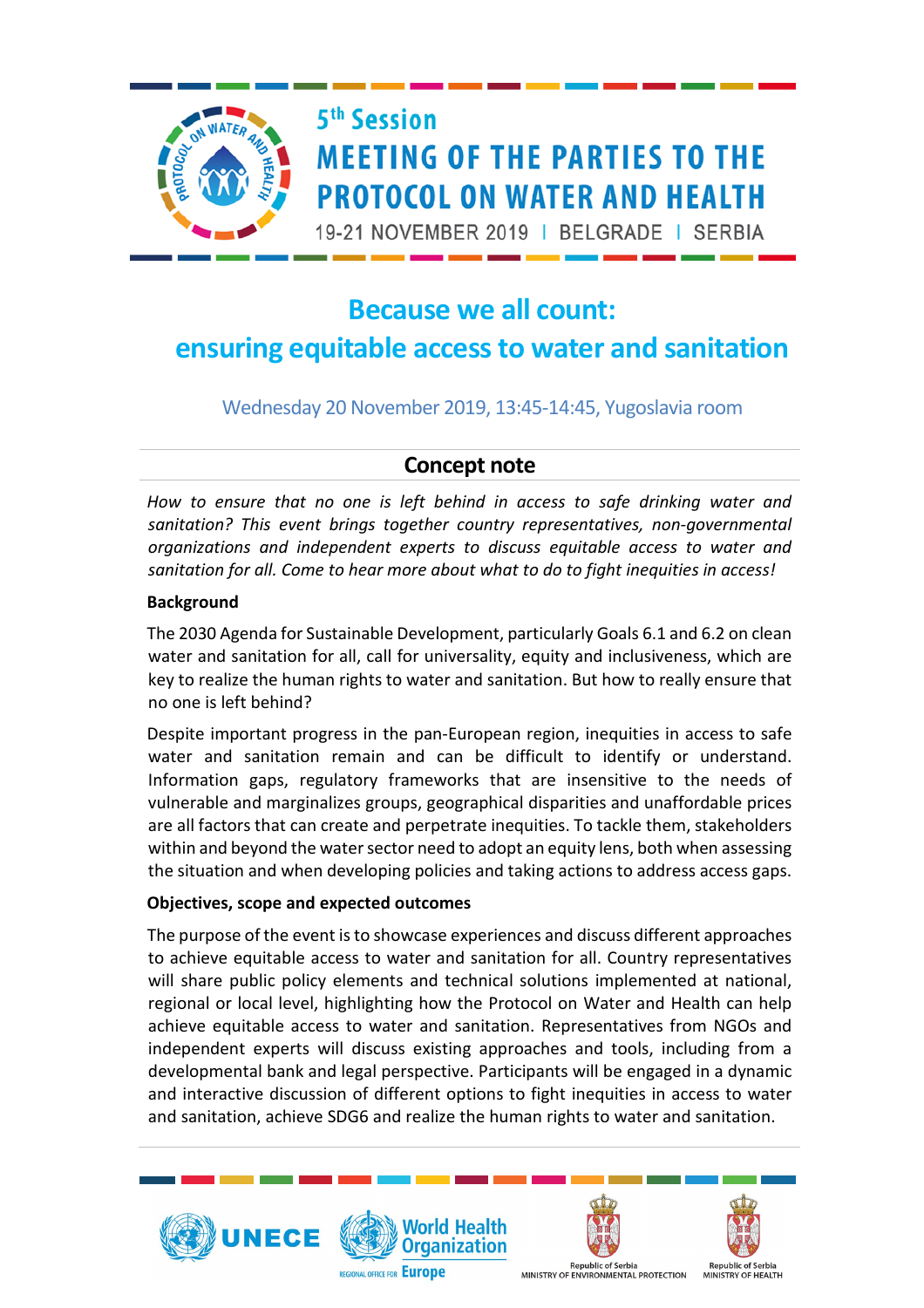5th Session

# MEETING OF THE PARTIES TO THE PROTOCOL ON WATER AND HEALTH

19-21 NOVEMBER 2019 | BELGRADE | SERBIA

## Because we all count: ensuring equitable access to water and sanitation

Wednesday 20 November 2019, 13:45-14:45, Yugoslavia room

## Concept note

*How to ensure that no one is left behind in access to safe drinking water and sanitation? This event brings together country representatives, non-governmental organizations and independent experts to discuss equitable access to water and sanitation for all. Come to hear more about what to do to fight inequities in access!*

**Background**

The 2030 Agenda for Sustainable Development, particularly Goals 6.1 and 6.2 on clean water and sanitation for all, call for universality, equity and inclusiveness, which are key to realize the human rights to water and sanitation. But how to really ensure that no one is left behind?

Despite important progress in the pan-European region, inequities in access to safe water and sanitation remain and can be difficult to identify or understand. Information gaps, regulatory frameworks that are insensitive to the needs of vulnerable and marginalizes groups, geographical disparities and unaffordable prices are all factors that can create and perpetrate inequities. To tackle them, stakeholders within and beyond the water sector need to adopt an equity lens, both when assessing the situation and when developing policies and taking actions to address access gaps.

**Objectives, scope and expected outcomes**

The purpose of the event is to showcase experiences and discuss different approaches to achieve equitable access to water and sanitation for all. Country representatives will share public policy elements and technical solutions implemented at national, regional or local level, highlighting how the Protocol on Water and Health can help achieve equitable access to water and sanitation. Representatives from NGOs and independent experts will discuss existing approaches and tools, including from a developmental bank and legal perspective. Participants will be engaged in a dynamic and interactive discussion of different options to fight inequities in access to water and sanitation, achieve SDG6 and realize the human rights to water and sanitation.

UNECE | World Health Organization Regional Office for Europe | Republic of Serbia Ministry of Environmental Protection | Republic of Serbia Ministry of Health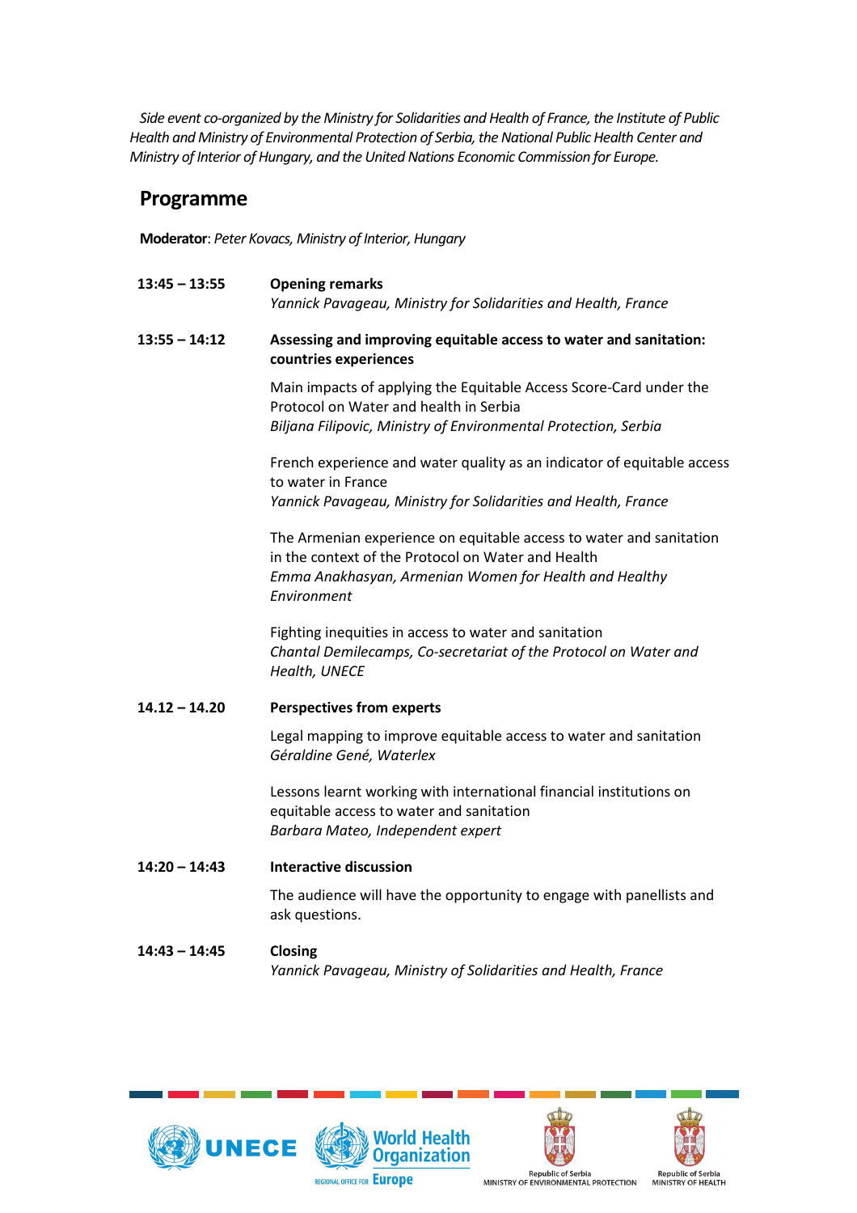*Side event co-organized by the Ministry for Solidarities and Health of France, the Institute of Public Health and Ministry of Environmental Protection of Serbia, the National Public Health Center and Ministry of Interior of Hungary, and the United Nations Economic Commission for Europe.*

## Programme

**Moderator**: *Peter Kovacs, Ministry of Interior, Hungary*

**13:45 – 13:55** **Opening remarks**
*Yannick Pavageau, Ministry for Solidarities and Health, France*

**13:55 – 14:12** **Assessing and improving equitable access to water and sanitation: countries experiences**

Main impacts of applying the Equitable Access Score-Card under the Protocol on Water and health in Serbia
*Biljana Filipovic, Ministry of Environmental Protection, Serbia*

French experience and water quality as an indicator of equitable access to water in France
*Yannick Pavageau, Ministry for Solidarities and Health, France*

The Armenian experience on equitable access to water and sanitation in the context of the Protocol on Water and Health
*Emma Anakhasyan, Armenian Women for Health and Healthy Environment*

Fighting inequities in access to water and sanitation
*Chantal Demilecamps, Co-secretariat of the Protocol on Water and Health, UNECE*

**14.12 – 14.20** **Perspectives from experts**

Legal mapping to improve equitable access to water and sanitation
*Géraldine Gené, Waterlex*

Lessons learnt working with international financial institutions on equitable access to water and sanitation
*Barbara Mateo, Independent expert*

**14:20 – 14:43** **Interactive discussion**

The audience will have the opportunity to engage with panellists and ask questions.

**14:43 – 14:45** **Closing**
*Yannick Pavageau, Ministry of Solidarities and Health, France*

UNECE | World Health Organization Regional Office for Europe | Republic of Serbia Ministry of Environmental Protection | Republic of Serbia Ministry of Health